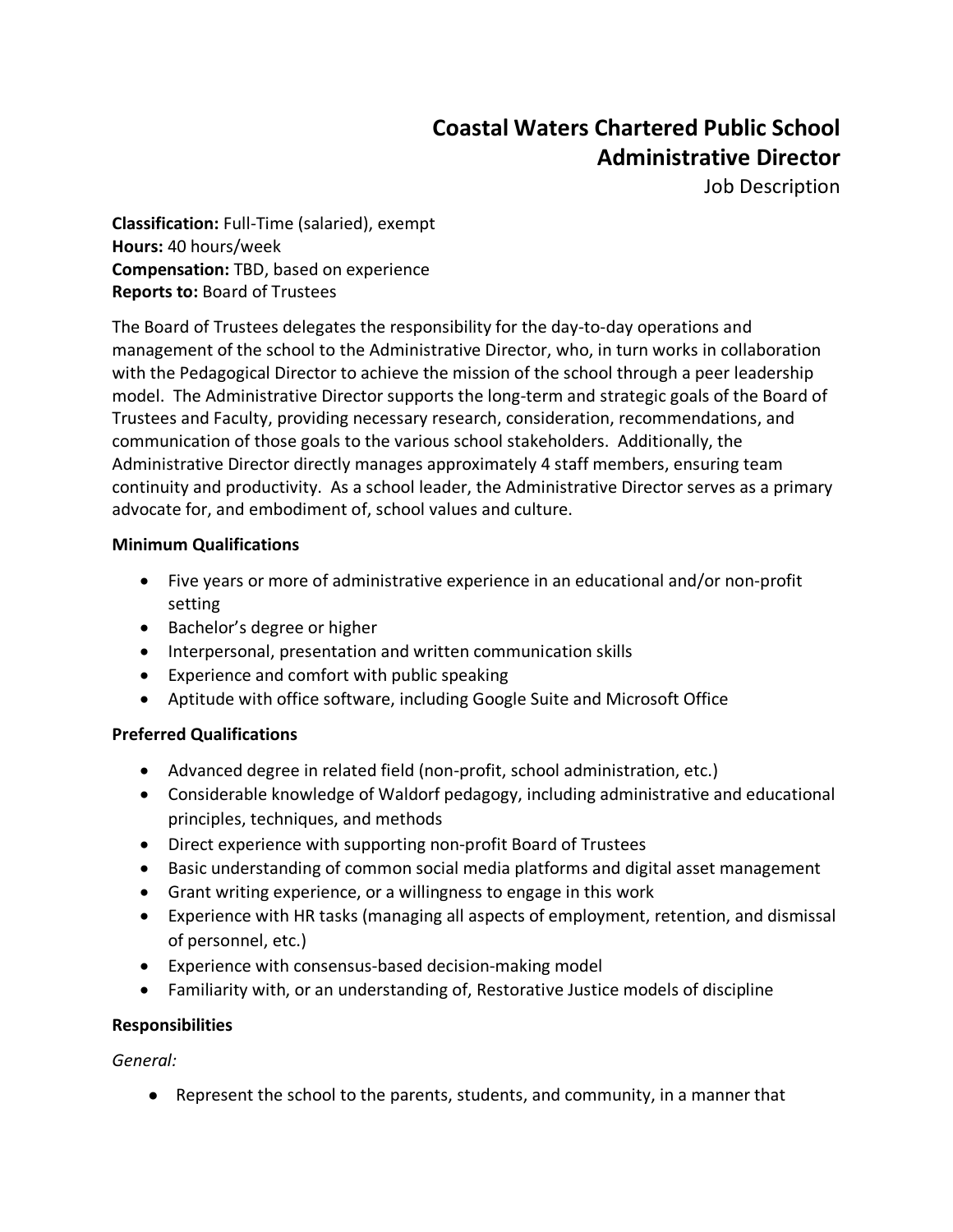# Coastal Waters Chartered Public School
## Administrative Director
Job Description

**Classification:** Full-Time (salaried), exempt
**Hours:** 40 hours/week
**Compensation:** TBD, based on experience
**Reports to:** Board of Trustees

The Board of Trustees delegates the responsibility for the day-to-day operations and management of the school to the Administrative Director, who, in turn works in collaboration with the Pedagogical Director to achieve the mission of the school through a peer leadership model. The Administrative Director supports the long-term and strategic goals of the Board of Trustees and Faculty, providing necessary research, consideration, recommendations, and communication of those goals to the various school stakeholders. Additionally, the Administrative Director directly manages approximately 4 staff members, ensuring team continuity and productivity. As a school leader, the Administrative Director serves as a primary advocate for, and embodiment of, school values and culture.

**Minimum Qualifications**

- Five years or more of administrative experience in an educational and/or non-profit setting
- Bachelor's degree or higher
- Interpersonal, presentation and written communication skills
- Experience and comfort with public speaking
- Aptitude with office software, including Google Suite and Microsoft Office

**Preferred Qualifications**

- Advanced degree in related field (non-profit, school administration, etc.)
- Considerable knowledge of Waldorf pedagogy, including administrative and educational principles, techniques, and methods
- Direct experience with supporting non-profit Board of Trustees
- Basic understanding of common social media platforms and digital asset management
- Grant writing experience, or a willingness to engage in this work
- Experience with HR tasks (managing all aspects of employment, retention, and dismissal of personnel, etc.)
- Experience with consensus-based decision-making model
- Familiarity with, or an understanding of, Restorative Justice models of discipline

**Responsibilities**

*General:*

- Represent the school to the parents, students, and community, in a manner that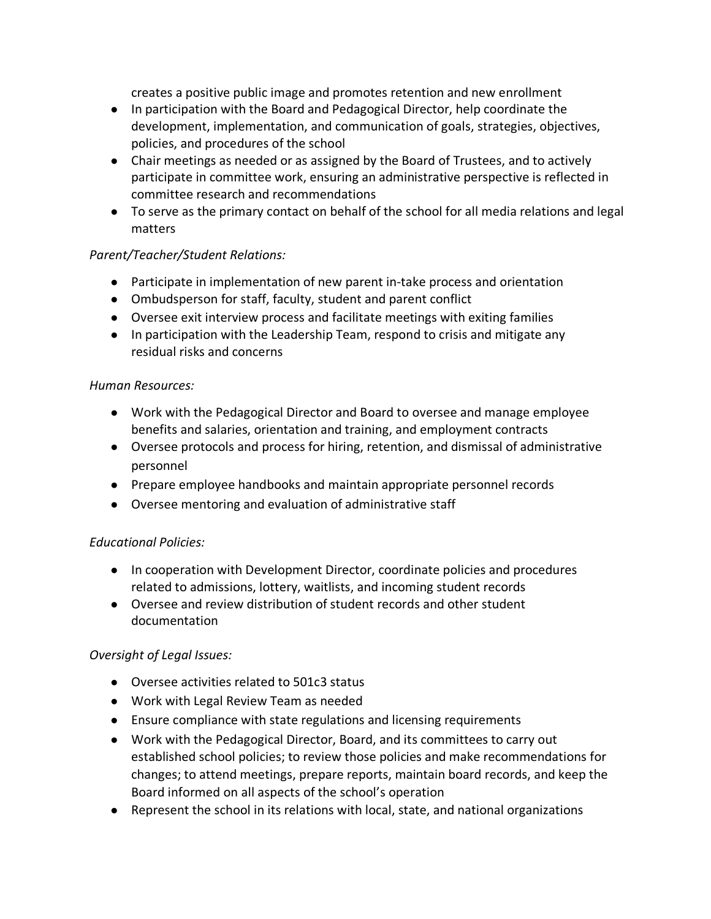creates a positive public image and promotes retention and new enrollment

- In participation with the Board and Pedagogical Director, help coordinate the development, implementation, and communication of goals, strategies, objectives, policies, and procedures of the school
- Chair meetings as needed or as assigned by the Board of Trustees, and to actively participate in committee work, ensuring an administrative perspective is reflected in committee research and recommendations
- To serve as the primary contact on behalf of the school for all media relations and legal matters

*Parent/Teacher/Student Relations:*

- Participate in implementation of new parent in-take process and orientation
- Ombudsperson for staff, faculty, student and parent conflict
- Oversee exit interview process and facilitate meetings with exiting families
- In participation with the Leadership Team, respond to crisis and mitigate any residual risks and concerns

*Human Resources:*

- Work with the Pedagogical Director and Board to oversee and manage employee benefits and salaries, orientation and training, and employment contracts
- Oversee protocols and process for hiring, retention, and dismissal of administrative personnel
- Prepare employee handbooks and maintain appropriate personnel records
- Oversee mentoring and evaluation of administrative staff

*Educational Policies:*

- In cooperation with Development Director, coordinate policies and procedures related to admissions, lottery, waitlists, and incoming student records
- Oversee and review distribution of student records and other student documentation

*Oversight of Legal Issues:*

- Oversee activities related to 501c3 status
- Work with Legal Review Team as needed
- Ensure compliance with state regulations and licensing requirements
- Work with the Pedagogical Director, Board, and its committees to carry out established school policies; to review those policies and make recommendations for changes; to attend meetings, prepare reports, maintain board records, and keep the Board informed on all aspects of the school's operation
- Represent the school in its relations with local, state, and national organizations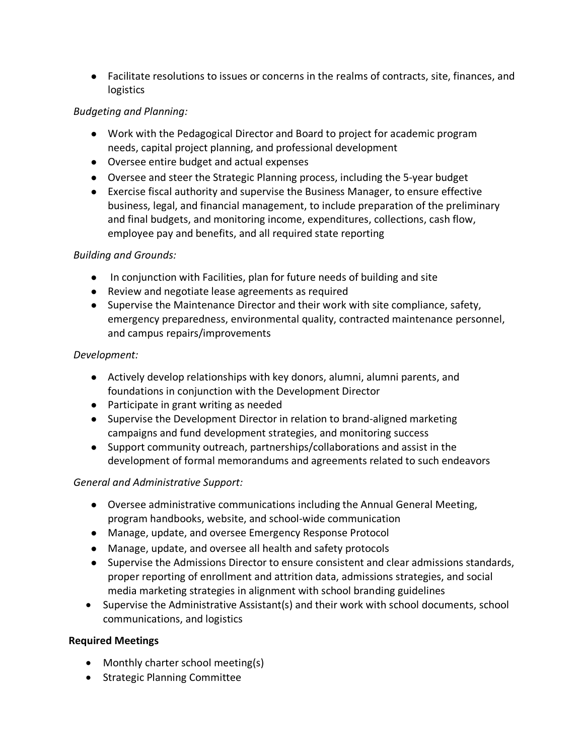- Facilitate resolutions to issues or concerns in the realms of contracts, site, finances, and logistics

*Budgeting and Planning:*

- Work with the Pedagogical Director and Board to project for academic program needs, capital project planning, and professional development
- Oversee entire budget and actual expenses
- Oversee and steer the Strategic Planning process, including the 5-year budget
- Exercise fiscal authority and supervise the Business Manager, to ensure effective business, legal, and financial management, to include preparation of the preliminary and final budgets, and monitoring income, expenditures, collections, cash flow, employee pay and benefits, and all required state reporting

*Building and Grounds:*

- In conjunction with Facilities, plan for future needs of building and site
- Review and negotiate lease agreements as required
- Supervise the Maintenance Director and their work with site compliance, safety, emergency preparedness, environmental quality, contracted maintenance personnel, and campus repairs/improvements

*Development:*

- Actively develop relationships with key donors, alumni, alumni parents, and foundations in conjunction with the Development Director
- Participate in grant writing as needed
- Supervise the Development Director in relation to brand-aligned marketing campaigns and fund development strategies, and monitoring success
- Support community outreach, partnerships/collaborations and assist in the development of formal memorandums and agreements related to such endeavors

*General and Administrative Support:*

- Oversee administrative communications including the Annual General Meeting, program handbooks, website, and school-wide communication
- Manage, update, and oversee Emergency Response Protocol
- Manage, update, and oversee all health and safety protocols
- Supervise the Admissions Director to ensure consistent and clear admissions standards, proper reporting of enrollment and attrition data, admissions strategies, and social media marketing strategies in alignment with school branding guidelines
- Supervise the Administrative Assistant(s) and their work with school documents, school communications, and logistics

**Required Meetings**

- Monthly charter school meeting(s)
- Strategic Planning Committee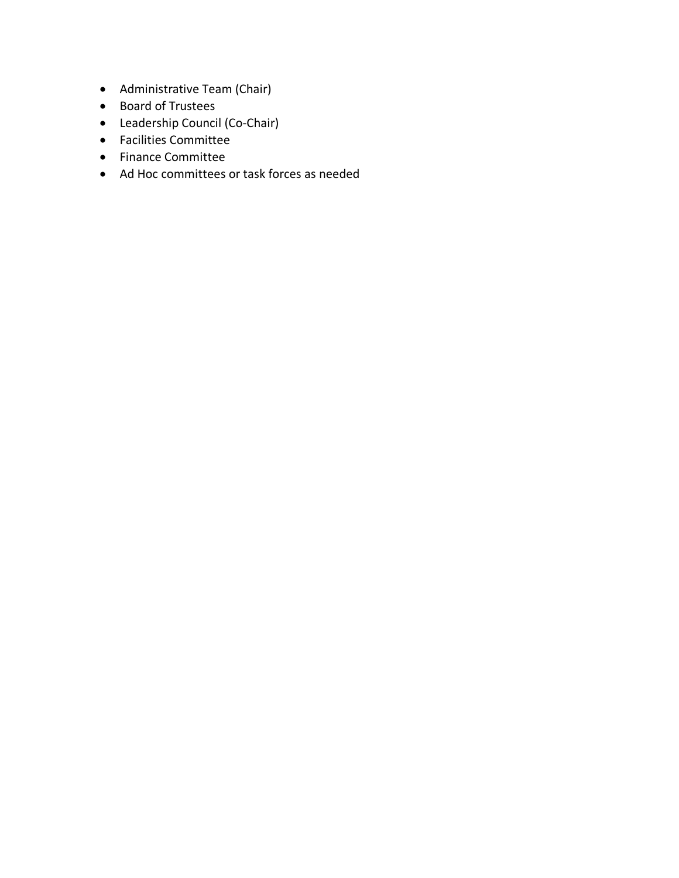- Administrative Team (Chair)
- Board of Trustees
- Leadership Council (Co-Chair)
- Facilities Committee
- Finance Committee
- Ad Hoc committees or task forces as needed